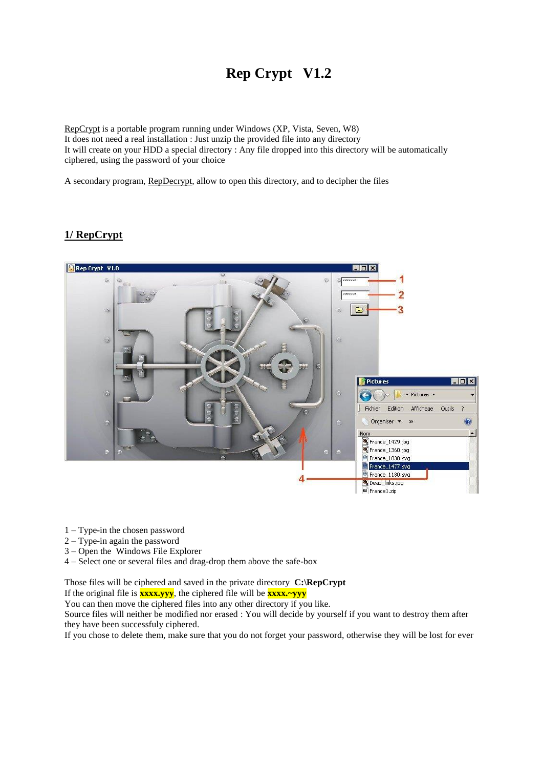# Rep Crypt V1.2

RepCrypt is a portable program running under Windows (XP, Vista, Seven, W8)
It does not need a real installation : Just unzip the provided file into any directory
It will create on your HDD a special directory : Any file dropped into this directory will be automatically ciphered, using the password of your choice

A secondary program, RepDecrypt, allow to open this directory, and to decipher the files

## 1/ RepCrypt

1 – Type-in the chosen password
2 – Type-in again the password
3 – Open the Windows File Explorer
4 – Select one or several files and drag-drop them above the safe-box

Those files will be ciphered and saved in the private directory **C:\RepCrypt**
If the original file is **xxxx.yyy**, the ciphered file will be **xxxx.~yyy**
You can then move the ciphered files into any other directory if you like.
Source files will neither be modified nor erased : You will decide by yourself if you want to destroy them after they have been successfuly ciphered.
If you chose to delete them, make sure that you do not forget your password, otherwise they will be lost for ever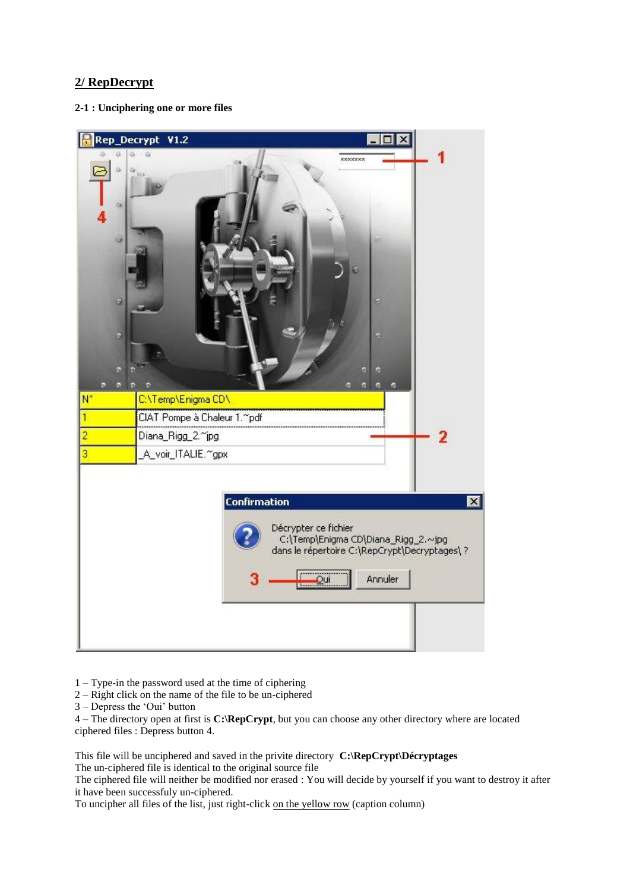## 2/ RepDecrypt

### 2-1 : Unciphering one or more files

1 – Type-in the password used at the time of ciphering
2 – Right click on the name of the file to be un-ciphered
3 – Depress the 'Oui' button
4 – The directory open at first is **C:\RepCrypt**, but you can choose any other directory where are located ciphered files : Depress button 4.

This file will be unciphered and saved in the privite directory **C:\RepCrypt\Décryptages**
The un-ciphered file is identical to the original source file
The ciphered file will neither be modified nor erased : You will decide by yourself if you want to destroy it after it have been successfuly un-ciphered.
To uncipher all files of the list, just right-click on the yellow row (caption column)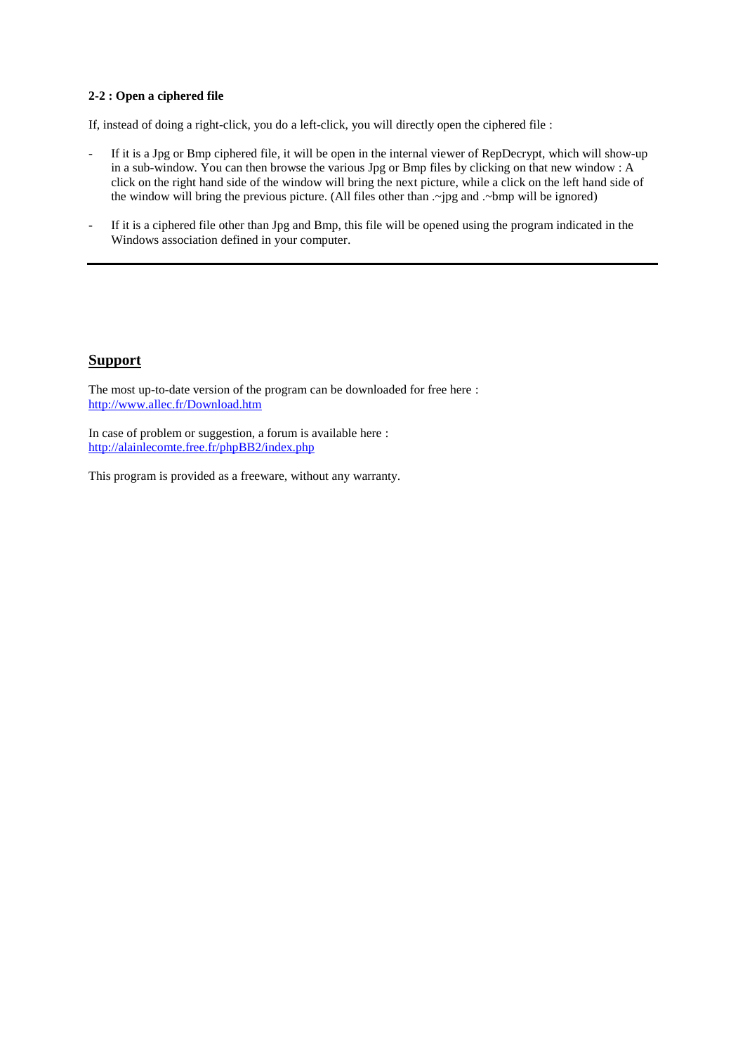**2-2 : Open a ciphered file**

If, instead of doing a right-click, you do a left-click, you will directly open the ciphered file :

- If it is a Jpg or Bmp ciphered file, it will be open in the internal viewer of RepDecrypt, which will show-up in a sub-window. You can then browse the various Jpg or Bmp files by clicking on that new window : A click on the right hand side of the window will bring the next picture, while a click on the left hand side of the window will bring the previous picture. (All files other than .~jpg and .~bmp will be ignored)
- If it is a ciphered file other than Jpg and Bmp, this file will be opened using the program indicated in the Windows association defined in your computer.

---

## Support

The most up-to-date version of the program can be downloaded for free here :
[http://www.allec.fr/Download.htm](http://www.allec.fr/Download.htm)

In case of problem or suggestion, a forum is available here :
[http://alainlecomte.free.fr/phpBB2/index.php](http://alainlecomte.free.fr/phpBB2/index.php)

This program is provided as a freeware, without any warranty.